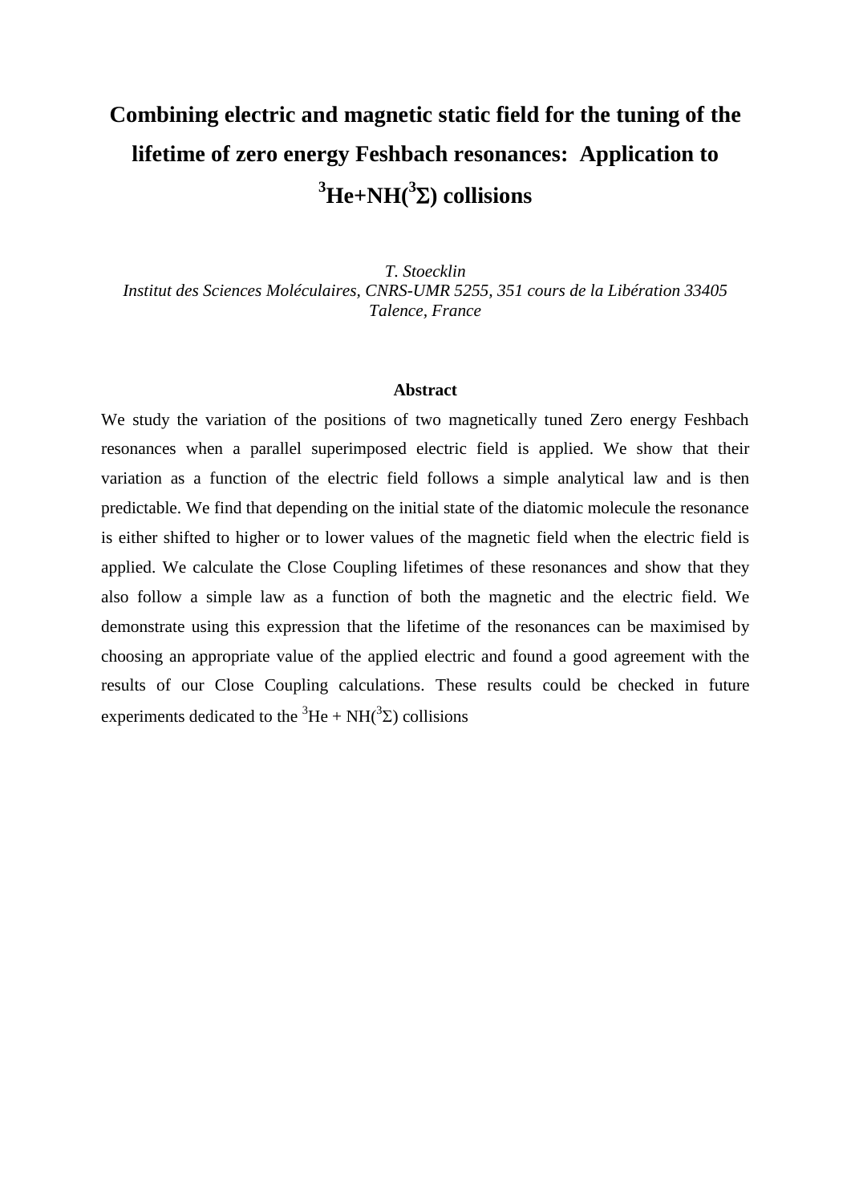# Combining electric and magnetic static field for the tuning of the lifetime of zero energy Feshbach resonances: Application to $^{3}He+NH(^{3}\Sigma)$ collisions

*T. Stoecklin*
*Institut des Sciences Moléculaires, CNRS-UMR 5255, 351 cours de la Libération 33405 Talence, France*

## Abstract

We study the variation of the positions of two magnetically tuned Zero energy Feshbach resonances when a parallel superimposed electric field is applied. We show that their variation as a function of the electric field follows a simple analytical law and is then predictable. We find that depending on the initial state of the diatomic molecule the resonance is either shifted to higher or to lower values of the magnetic field when the electric field is applied. We calculate the Close Coupling lifetimes of these resonances and show that they also follow a simple law as a function of both the magnetic and the electric field. We demonstrate using this expression that the lifetime of the resonances can be maximised by choosing an appropriate value of the applied electric and found a good agreement with the results of our Close Coupling calculations. These results could be checked in future experiments dedicated to the $^{3}He + NH(^{3}\Sigma)$ collisions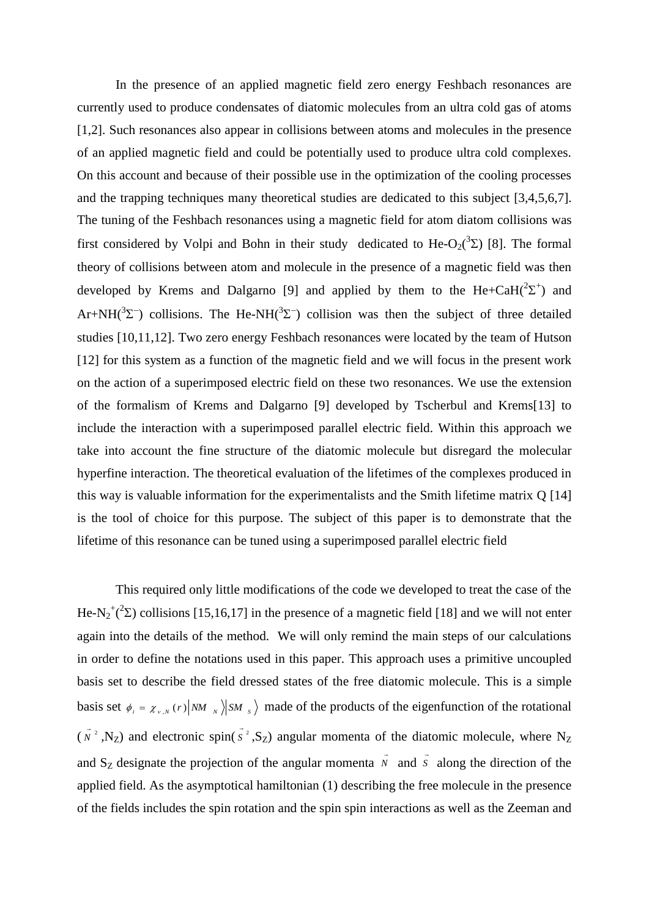In the presence of an applied magnetic field zero energy Feshbach resonances are currently used to produce condensates of diatomic molecules from an ultra cold gas of atoms [1,2]. Such resonances also appear in collisions between atoms and molecules in the presence of an applied magnetic field and could be potentially used to produce ultra cold complexes. On this account and because of their possible use in the optimization of the cooling processes and the trapping techniques many theoretical studies are dedicated to this subject [3,4,5,6,7]. The tuning of the Feshbach resonances using a magnetic field for atom diatom collisions was first considered by Volpi and Bohn in their study dedicated to He-$O_2(^3\Sigma)$ [8]. The formal theory of collisions between atom and molecule in the presence of a magnetic field was then developed by Krems and Dalgarno [9] and applied by them to the He+CaH($^2\Sigma^+$) and Ar+NH($^3\Sigma^-$) collisions. The He-NH($^3\Sigma^-$) collision was then the subject of three detailed studies [10,11,12]. Two zero energy Feshbach resonances were located by the team of Hutson [12] for this system as a function of the magnetic field and we will focus in the present work on the action of a superimposed electric field on these two resonances. We use the extension of the formalism of Krems and Dalgarno [9] developed by Tscherbul and Krems[13] to include the interaction with a superimposed parallel electric field. Within this approach we take into account the fine structure of the diatomic molecule but disregard the molecular hyperfine interaction. The theoretical evaluation of the lifetimes of the complexes produced in this way is valuable information for the experimentalists and the Smith lifetime matrix Q [14] is the tool of choice for this purpose. The subject of this paper is to demonstrate that the lifetime of this resonance can be tuned using a superimposed parallel electric field

This required only little modifications of the code we developed to treat the case of the He-$N_2^+(^2\Sigma)$ collisions [15,16,17] in the presence of a magnetic field [18] and we will not enter again into the details of the method. We will only remind the main steps of our calculations in order to define the notations used in this paper. This approach uses a primitive uncoupled basis set to describe the field dressed states of the free diatomic molecule. This is a simple basis set $\phi_i = \chi_{v,N}(r)\left|NM_N\right\rangle\left|SM_S\right\rangle$ made of the products of the eigenfunction of the rotational ($\vec{N}^2$,$N_Z$) and electronic spin($\vec{S}^2$,$S_Z$) angular momenta of the diatomic molecule, where $N_Z$ and $S_Z$ designate the projection of the angular momenta $\vec{N}$ and $\vec{S}$ along the direction of the applied field. As the asymptotical hamiltonian (1) describing the free molecule in the presence of the fields includes the spin rotation and the spin spin interactions as well as the Zeeman and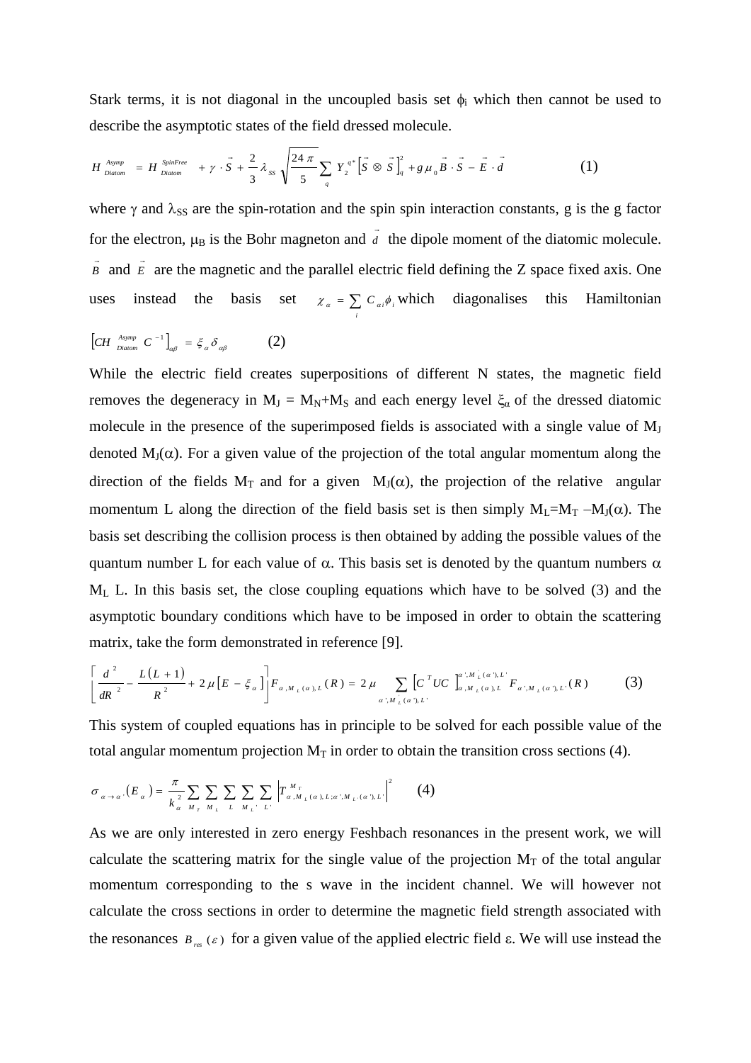Stark terms, it is not diagonal in the uncoupled basis set $\phi_i$ which then cannot be used to describe the asymptotic states of the field dressed molecule.

$$H_{Diatom}^{Asymp} = H_{Diatom}^{SpinFree} + \gamma \cdot \vec{S} + \frac{2}{3}\lambda_{SS}\sqrt{\frac{24\pi}{5}}\sum_{q} Y_2^{q*}\left[\vec{S}\otimes\vec{S}\right]_q^2 + g\mu_0 \vec{B}\cdot\vec{S} - \vec{E}\cdot\vec{d} \qquad (1)$$

where $\gamma$ and $\lambda_{SS}$ are the spin-rotation and the spin spin interaction constants, g is the g factor for the electron, $\mu_B$ is the Bohr magneton and $\vec{d}$ the dipole moment of the diatomic molecule. $\vec{B}$ and $\vec{E}$ are the magnetic and the parallel electric field defining the Z space fixed axis. One uses instead the basis set $\chi_\alpha = \sum_i C_{\alpha i}\phi_i$ which diagonalises this Hamiltonian

$$\left[CH_{Diatom}^{Asymp}C^{-1}\right]_{\alpha\beta} = \xi_\alpha \delta_{\alpha\beta} \qquad (2)$$

While the electric field creates superpositions of different N states, the magnetic field removes the degeneracy in $M_J = M_N+M_S$ and each energy level $\xi_\alpha$ of the dressed diatomic molecule in the presence of the superimposed fields is associated with a single value of $M_J$ denoted $M_J(\alpha)$. For a given value of the projection of the total angular momentum along the direction of the fields $M_T$ and for a given $M_J(\alpha)$, the projection of the relative angular momentum L along the direction of the field basis set is then simply $M_L=M_T - M_J(\alpha)$. The basis set describing the collision process is then obtained by adding the possible values of the quantum number L for each value of $\alpha$. This basis set is denoted by the quantum numbers $\alpha$ $M_L$ L. In this basis set, the close coupling equations which have to be solved (3) and the asymptotic boundary conditions which have to be imposed in order to obtain the scattering matrix, take the form demonstrated in reference [9].

$$\left[\frac{d^2}{dR^2} - \frac{L(L+1)}{R^2} + 2\mu\left[E-\xi_\alpha\right]\right]F_{\alpha,M_L(\alpha),L}(R) = 2\mu \sum_{\alpha',M_L(\alpha'),L'}\left[C^T UC\right]_{\alpha,M_L(\alpha),L}^{\alpha',M_L(\alpha'),L'} F_{\alpha',M_L(\alpha'),L'}(R) \qquad (3)$$

This system of coupled equations has in principle to be solved for each possible value of the total angular momentum projection $M_T$ in order to obtain the transition cross sections (4).

$$\sigma_{\alpha\to\alpha'}(E_\alpha) = \frac{\pi}{k_\alpha^2}\sum_{M_T}\sum_{M_L}\sum_{L}\sum_{M_{L'}}\sum_{L'}\left|T_{\alpha,M_L(\alpha),L;\alpha',M_{L'}(\alpha'),L'}^{M_T}\right|^2 \qquad (4)$$

As we are only interested in zero energy Feshbach resonances in the present work, we will calculate the scattering matrix for the single value of the projection $M_T$ of the total angular momentum corresponding to the s wave in the incident channel. We will however not calculate the cross sections in order to determine the magnetic field strength associated with the resonances $B_{res}(\varepsilon)$ for a given value of the applied electric field $\varepsilon$. We will use instead the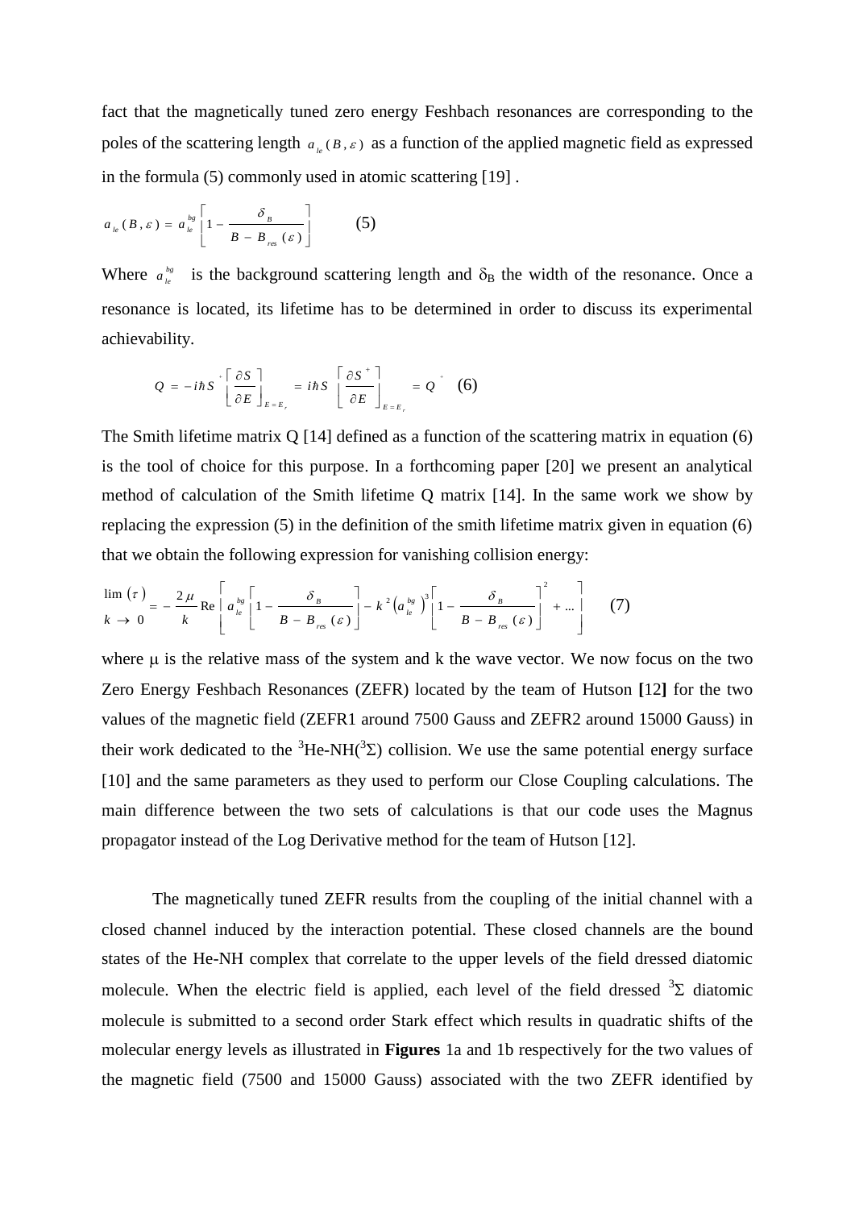fact that the magnetically tuned zero energy Feshbach resonances are corresponding to the poles of the scattering length $a_{le}(B,\varepsilon)$ as a function of the applied magnetic field as expressed in the formula (5) commonly used in atomic scattering [19] .

$$a_{le}(B,\varepsilon) = a_{le}^{bg}\left[1 - \frac{\delta_B}{B - B_{res}(\varepsilon)}\right] \qquad (5)$$

Where $a_{le}^{bg}$ is the background scattering length and $\delta_B$ the width of the resonance. Once a resonance is located, its lifetime has to be determined in order to discuss its experimental achievability.

$$Q = -i\hbar S^{+}\left[\frac{\partial S}{\partial E}\right]_{E=E_r} = i\hbar S\left[\frac{\partial S^{+}}{\partial E}\right]_{E=E_r} = Q^{+} \quad (6)$$

The Smith lifetime matrix Q [14] defined as a function of the scattering matrix in equation (6) is the tool of choice for this purpose. In a forthcoming paper [20] we present an analytical method of calculation of the Smith lifetime Q matrix [14]. In the same work we show by replacing the expression (5) in the definition of the smith lifetime matrix given in equation (6) that we obtain the following expression for vanishing collision energy:

$$\lim_{k \to 0}(\tau) = -\frac{2\mu}{k}\mathrm{Re}\left[a_{le}^{bg}\left[1 - \frac{\delta_B}{B - B_{res}(\varepsilon)}\right] - k^2\left(a_{le}^{bg}\right)^3\left[1 - \frac{\delta_B}{B - B_{res}(\varepsilon)}\right]^2 + \ldots\right] \qquad (7)$$

where $\mu$ is the relative mass of the system and k the wave vector. We now focus on the two Zero Energy Feshbach Resonances (ZEFR) located by the team of Hutson **[**12**]** for the two values of the magnetic field (ZEFR1 around 7500 Gauss and ZEFR2 around 15000 Gauss) in their work dedicated to the $^3$He-NH($^3\Sigma$) collision. We use the same potential energy surface [10] and the same parameters as they used to perform our Close Coupling calculations. The main difference between the two sets of calculations is that our code uses the Magnus propagator instead of the Log Derivative method for the team of Hutson [12].

The magnetically tuned ZEFR results from the coupling of the initial channel with a closed channel induced by the interaction potential. These closed channels are the bound states of the He-NH complex that correlate to the upper levels of the field dressed diatomic molecule. When the electric field is applied, each level of the field dressed $^3\Sigma$ diatomic molecule is submitted to a second order Stark effect which results in quadratic shifts of the molecular energy levels as illustrated in **Figures** 1a and 1b respectively for the two values of the magnetic field (7500 and 15000 Gauss) associated with the two ZEFR identified by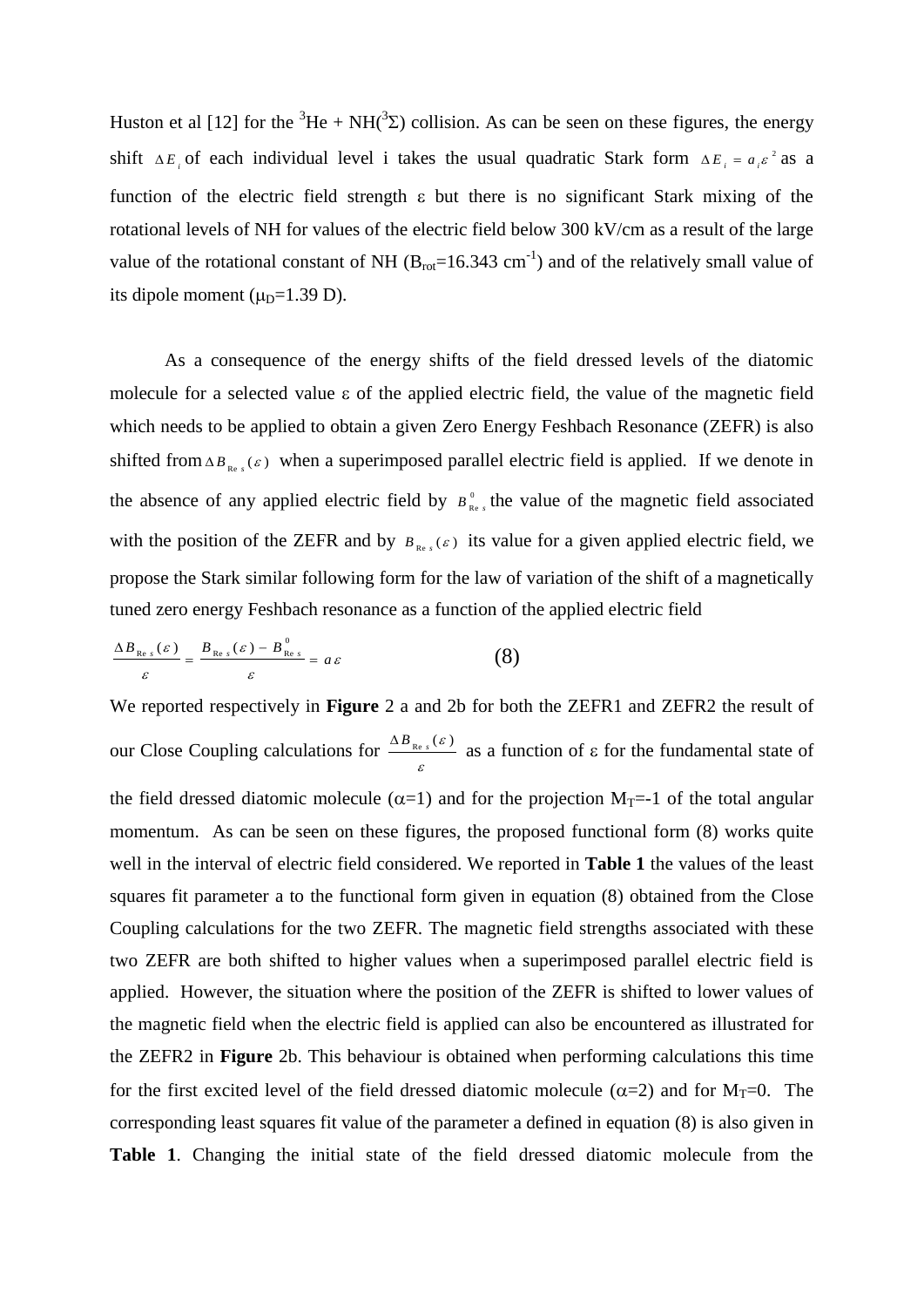Huston et al [12] for the $^3$He + NH($^3\Sigma$) collision. As can be seen on these figures, the energy shift $\Delta E_i$ of each individual level i takes the usual quadratic Stark form $\Delta E_i = a_i \varepsilon^2$ as a function of the electric field strength $\varepsilon$ but there is no significant Stark mixing of the rotational levels of NH for values of the electric field below 300 kV/cm as a result of the large value of the rotational constant of NH ($B_{rot}$=16.343 cm$^{-1}$) and of the relatively small value of its dipole moment ($\mu_D$=1.39 D).

As a consequence of the energy shifts of the field dressed levels of the diatomic molecule for a selected value $\varepsilon$ of the applied electric field, the value of the magnetic field which needs to be applied to obtain a given Zero Energy Feshbach Resonance (ZEFR) is also shifted from $\Delta B_{\mathrm{Res}}(\varepsilon)$ when a superimposed parallel electric field is applied. If we denote in the absence of any applied electric field by $B^0_{\mathrm{Res}}$ the value of the magnetic field associated with the position of the ZEFR and by $B_{\mathrm{Res}}(\varepsilon)$ its value for a given applied electric field, we propose the Stark similar following form for the law of variation of the shift of a magnetically tuned zero energy Feshbach resonance as a function of the applied electric field

$$\frac{\Delta B_{\mathrm{Res}}(\varepsilon)}{\varepsilon} = \frac{B_{\mathrm{Res}}(\varepsilon) - B^0_{\mathrm{Res}}}{\varepsilon} = a\varepsilon \qquad (8)$$

We reported respectively in **Figure** 2 a and 2b for both the ZEFR1 and ZEFR2 the result of our Close Coupling calculations for $\frac{\Delta B_{\mathrm{Res}}(\varepsilon)}{\varepsilon}$ as a function of $\varepsilon$ for the fundamental state of the field dressed diatomic molecule ($\alpha$=1) and for the projection $M_T$=-1 of the total angular momentum. As can be seen on these figures, the proposed functional form (8) works quite well in the interval of electric field considered. We reported in **Table 1** the values of the least squares fit parameter a to the functional form given in equation (8) obtained from the Close Coupling calculations for the two ZEFR. The magnetic field strengths associated with these two ZEFR are both shifted to higher values when a superimposed parallel electric field is applied. However, the situation where the position of the ZEFR is shifted to lower values of the magnetic field when the electric field is applied can also be encountered as illustrated for the ZEFR2 in **Figure** 2b. This behaviour is obtained when performing calculations this time for the first excited level of the field dressed diatomic molecule ($\alpha$=2) and for $M_T$=0. The corresponding least squares fit value of the parameter a defined in equation (8) is also given in **Table 1**. Changing the initial state of the field dressed diatomic molecule from the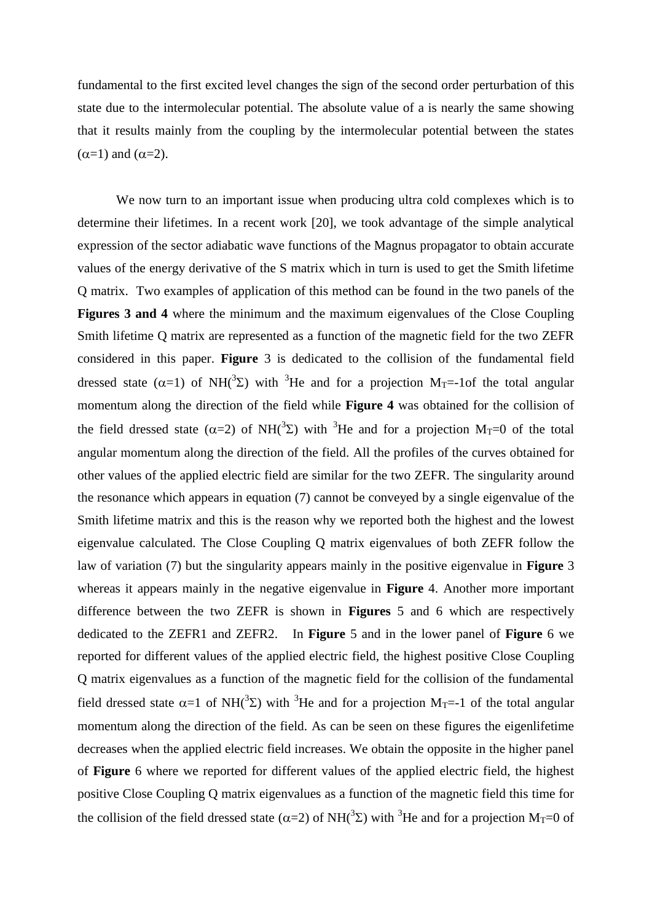fundamental to the first excited level changes the sign of the second order perturbation of this state due to the intermolecular potential. The absolute value of a is nearly the same showing that it results mainly from the coupling by the intermolecular potential between the states ($\alpha$=1) and ($\alpha$=2).

We now turn to an important issue when producing ultra cold complexes which is to determine their lifetimes. In a recent work [20], we took advantage of the simple analytical expression of the sector adiabatic wave functions of the Magnus propagator to obtain accurate values of the energy derivative of the S matrix which in turn is used to get the Smith lifetime Q matrix. Two examples of application of this method can be found in the two panels of the **Figures 3 and 4** where the minimum and the maximum eigenvalues of the Close Coupling Smith lifetime Q matrix are represented as a function of the magnetic field for the two ZEFR considered in this paper. **Figure** 3 is dedicated to the collision of the fundamental field dressed state ($\alpha$=1) of $NH(^3\Sigma)$ with $^3He$ and for a projection $M_T$=-1of the total angular momentum along the direction of the field while **Figure 4** was obtained for the collision of the field dressed state ($\alpha$=2) of $NH(^3\Sigma)$ with $^3He$ and for a projection $M_T$=0 of the total angular momentum along the direction of the field. All the profiles of the curves obtained for other values of the applied electric field are similar for the two ZEFR. The singularity around the resonance which appears in equation (7) cannot be conveyed by a single eigenvalue of the Smith lifetime matrix and this is the reason why we reported both the highest and the lowest eigenvalue calculated. The Close Coupling Q matrix eigenvalues of both ZEFR follow the law of variation (7) but the singularity appears mainly in the positive eigenvalue in **Figure** 3 whereas it appears mainly in the negative eigenvalue in **Figure** 4. Another more important difference between the two ZEFR is shown in **Figures** 5 and 6 which are respectively dedicated to the ZEFR1 and ZEFR2. In **Figure** 5 and in the lower panel of **Figure** 6 we reported for different values of the applied electric field, the highest positive Close Coupling Q matrix eigenvalues as a function of the magnetic field for the collision of the fundamental field dressed state $\alpha$=1 of $NH(^3\Sigma)$ with $^3He$ and for a projection $M_T$=-1 of the total angular momentum along the direction of the field. As can be seen on these figures the eigenlifetime decreases when the applied electric field increases. We obtain the opposite in the higher panel of **Figure** 6 where we reported for different values of the applied electric field, the highest positive Close Coupling Q matrix eigenvalues as a function of the magnetic field this time for the collision of the field dressed state ($\alpha$=2) of $NH(^3\Sigma)$ with $^3He$ and for a projection $M_T$=0 of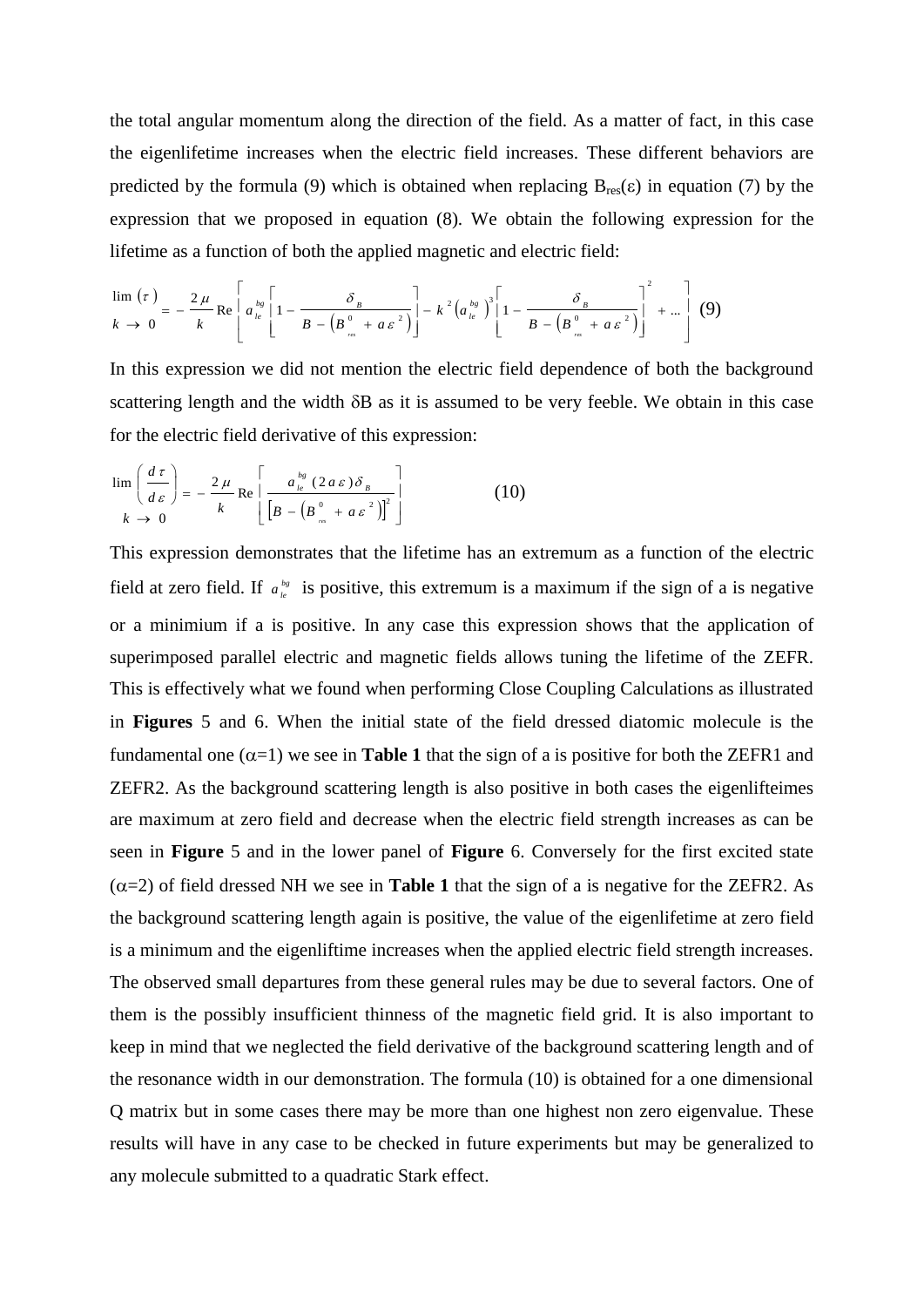the total angular momentum along the direction of the field. As a matter of fact, in this case the eigenlifetime increases when the electric field increases. These different behaviors are predicted by the formula (9) which is obtained when replacing $B_{res}(\varepsilon)$ in equation (7) by the expression that we proposed in equation (8). We obtain the following expression for the lifetime as a function of both the applied magnetic and electric field:

$$\lim_{k \to 0} (\tau) = -\frac{2\mu}{k} \mathrm{Re}\left[ a_{le}^{bg}\left[1 - \frac{\delta_B}{B - \left(B_{res}^0 + a\varepsilon^2\right)}\right] - k^2 \left(a_{le}^{bg}\right)^3 \left[1 - \frac{\delta_B}{B - \left(B_{res}^0 + a\varepsilon^2\right)}\right]^2 + \ldots \right] \quad (9)$$

In this expression we did not mention the electric field dependence of both the background scattering length and the width $\delta B$ as it is assumed to be very feeble. We obtain in this case for the electric field derivative of this expression:

$$\lim_{k \to 0} \left(\frac{d\tau}{d\varepsilon}\right) = -\frac{2\mu}{k} \mathrm{Re}\left[ \frac{a_{le}^{bg}\,(2a\varepsilon)\delta_B}{\left[B - \left(B_{res}^0 + a\varepsilon^2\right)\right]^2} \right] \quad (10)$$

This expression demonstrates that the lifetime has an extremum as a function of the electric field at zero field. If $a_{le}^{bg}$ is positive, this extremum is a maximum if the sign of a is negative or a minimium if a is positive. In any case this expression shows that the application of superimposed parallel electric and magnetic fields allows tuning the lifetime of the ZEFR. This is effectively what we found when performing Close Coupling Calculations as illustrated in **Figures** 5 and 6. When the initial state of the field dressed diatomic molecule is the fundamental one ($\alpha$=1) we see in **Table 1** that the sign of a is positive for both the ZEFR1 and ZEFR2. As the background scattering length is also positive in both cases the eigenlifteimes are maximum at zero field and decrease when the electric field strength increases as can be seen in **Figure** 5 and in the lower panel of **Figure** 6. Conversely for the first excited state ($\alpha$=2) of field dressed NH we see in **Table 1** that the sign of a is negative for the ZEFR2. As the background scattering length again is positive, the value of the eigenlifetime at zero field is a minimum and the eigenliftime increases when the applied electric field strength increases. The observed small departures from these general rules may be due to several factors. One of them is the possibly insufficient thinness of the magnetic field grid. It is also important to keep in mind that we neglected the field derivative of the background scattering length and of the resonance width in our demonstration. The formula (10) is obtained for a one dimensional Q matrix but in some cases there may be more than one highest non zero eigenvalue. These results will have in any case to be checked in future experiments but may be generalized to any molecule submitted to a quadratic Stark effect.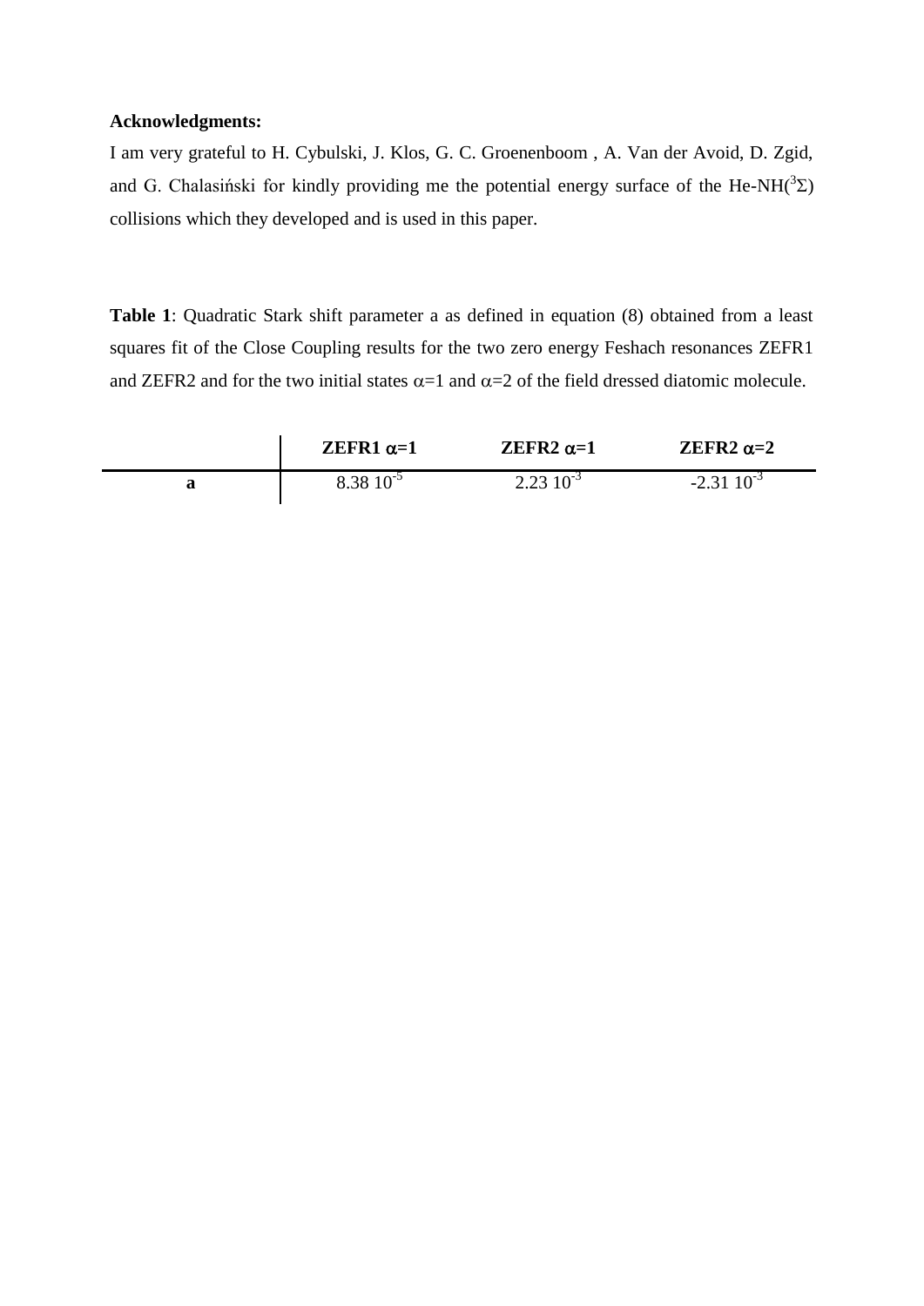**Acknowledgments:**

I am very grateful to H. Cybulski, J. Klos, G. C. Groenenboom , A. Van der Avoid, D. Zgid, and G. Chalasiński for kindly providing me the potential energy surface of the He-NH($^3\Sigma$) collisions which they developed and is used in this paper.

**Table 1**: Quadratic Stark shift parameter a as defined in equation (8) obtained from a least squares fit of the Close Coupling results for the two zero energy Feshach resonances ZEFR1 and ZEFR2 and for the two initial states $\alpha$=1 and $\alpha$=2 of the field dressed diatomic molecule.

| | **ZEFR1 $\alpha$=1** | **ZEFR2 $\alpha$=1** | **ZEFR2 $\alpha$=2** |
|---|---|---|---|
| **a** | $8.38\ 10^{-5}$ | $2.23\ 10^{-3}$ | $-2.31\ 10^{-3}$ |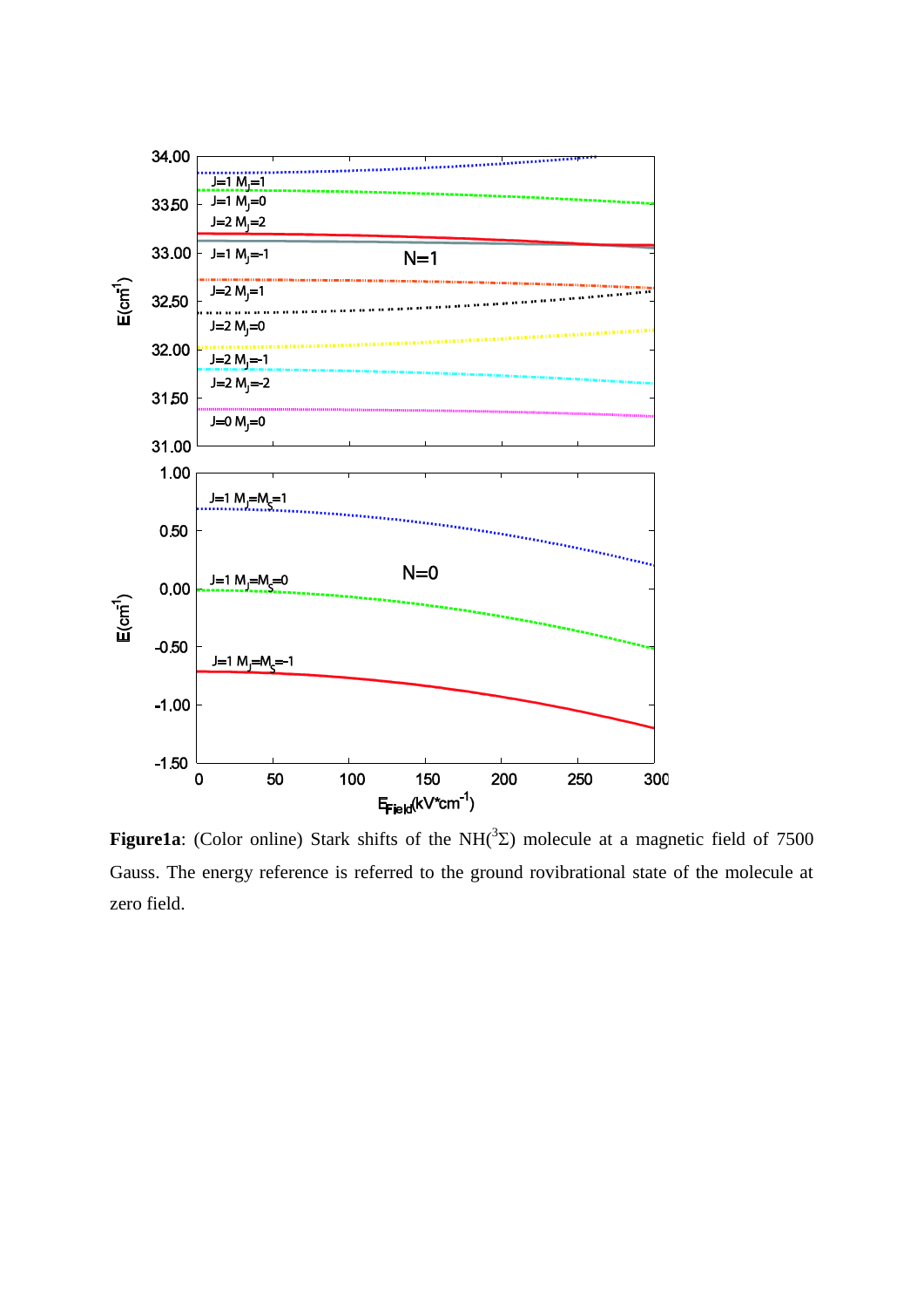**Figure1a**: (Color online) Stark shifts of the $NH(^3\Sigma)$ molecule at a magnetic field of 7500 Gauss. The energy reference is referred to the ground rovibrational state of the molecule at zero field.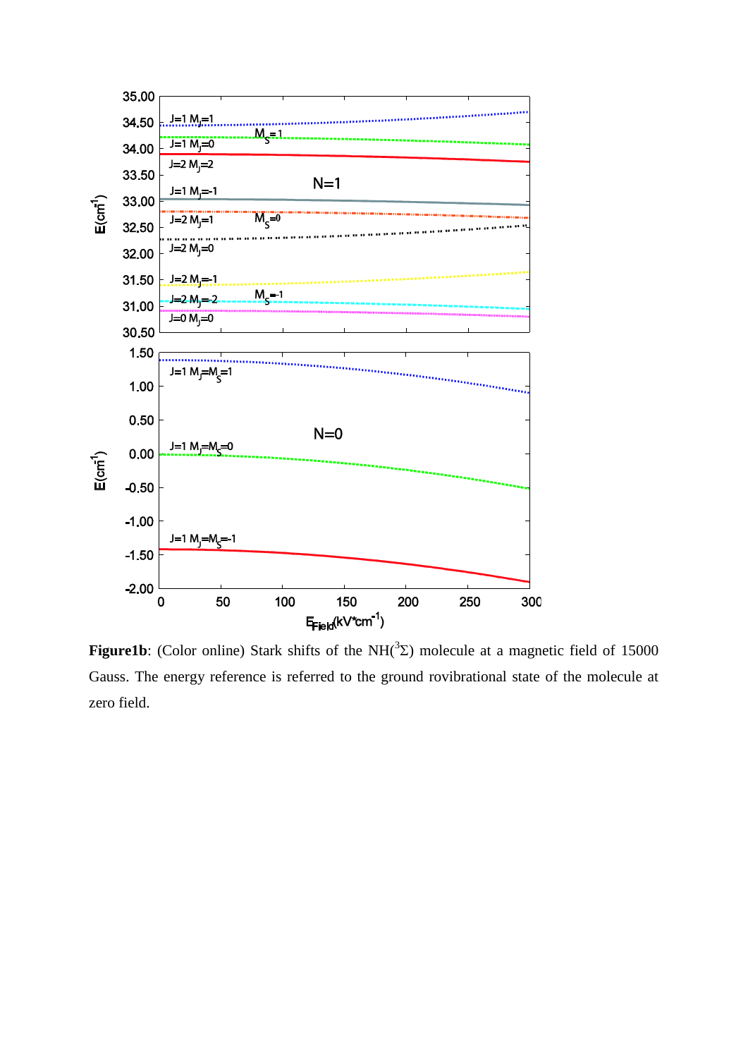**Figure1b**: (Color online) Stark shifts of the NH($^3\Sigma$) molecule at a magnetic field of 15000 Gauss. The energy reference is referred to the ground rovibrational state of the molecule at zero field.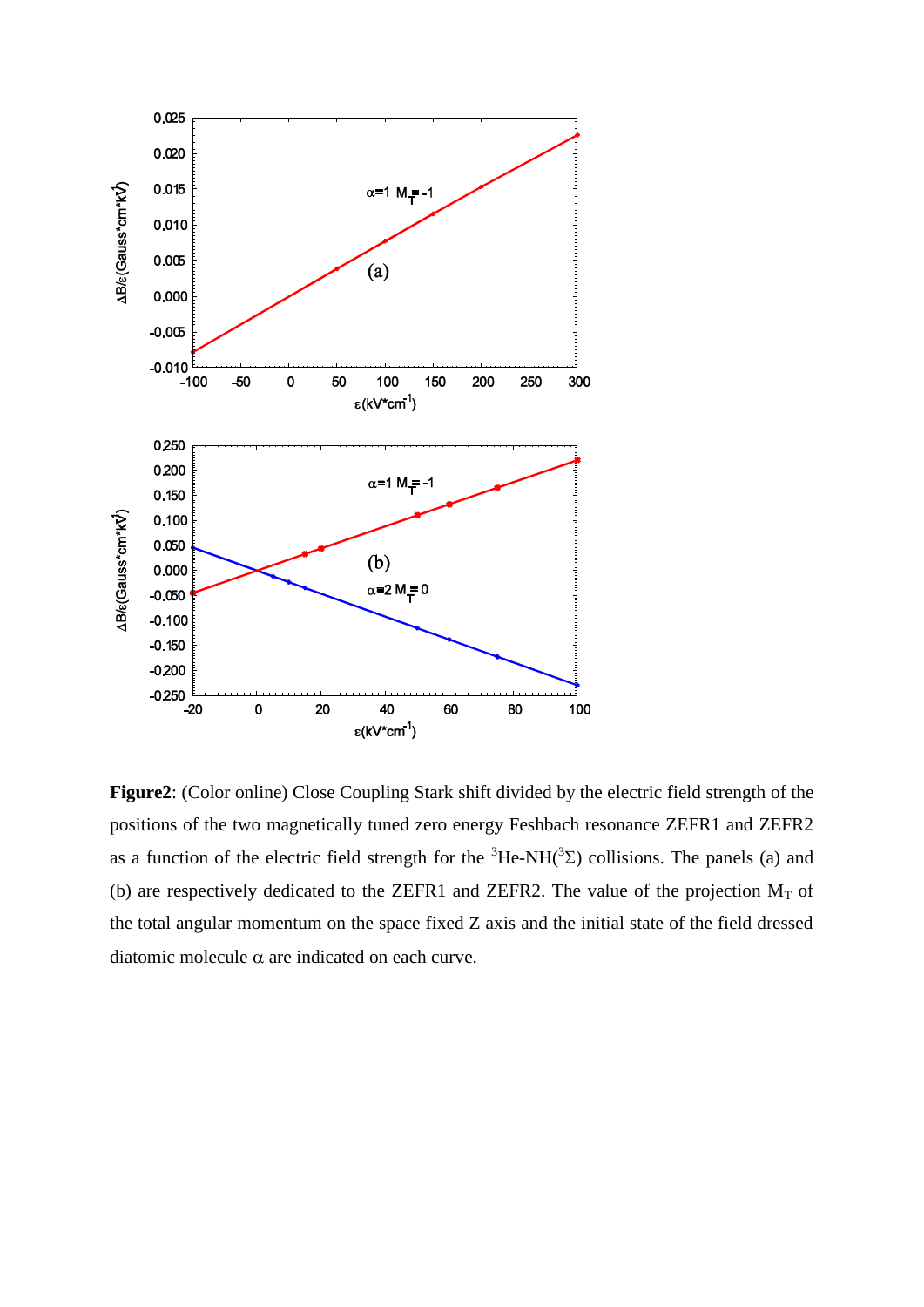**Figure2**: (Color online) Close Coupling Stark shift divided by the electric field strength of the positions of the two magnetically tuned zero energy Feshbach resonance ZEFR1 and ZEFR2 as a function of the electric field strength for the $^{3}$He-NH($^{3}\Sigma$) collisions. The panels (a) and (b) are respectively dedicated to the ZEFR1 and the ZEFR2. The value of the projection $M_T$ of the total angular momentum on the space fixed Z axis and the initial state of the field dressed diatomic molecule $\alpha$ are indicated on each curve.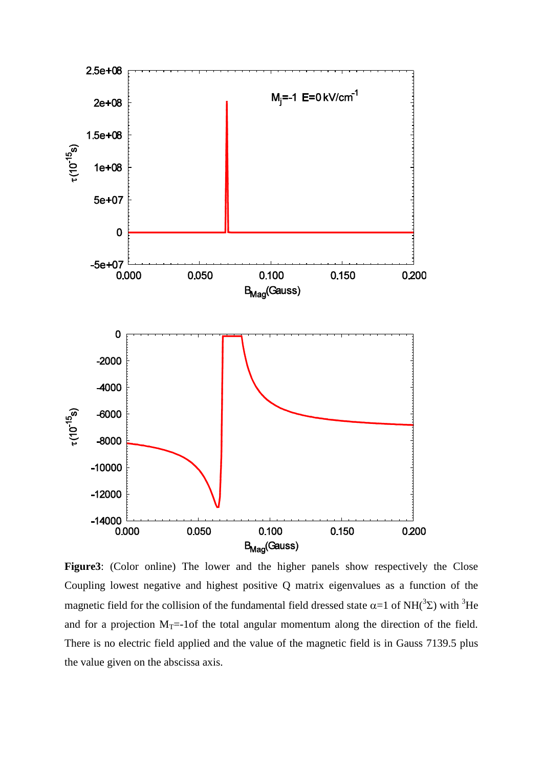**Figure3**: (Color online) The lower and the higher panels show respectively the Close Coupling lowest negative and highest positive Q matrix eigenvalues as a function of the magnetic field for the collision of the fundamental field dressed state $\alpha$=1 of NH($^3\Sigma$) with $^3$He and for a projection $M_T$=-1of the total angular momentum along the direction of the field. There is no electric field applied and the value of the magnetic field is in Gauss 7139.5 plus the value given on the abscissa axis.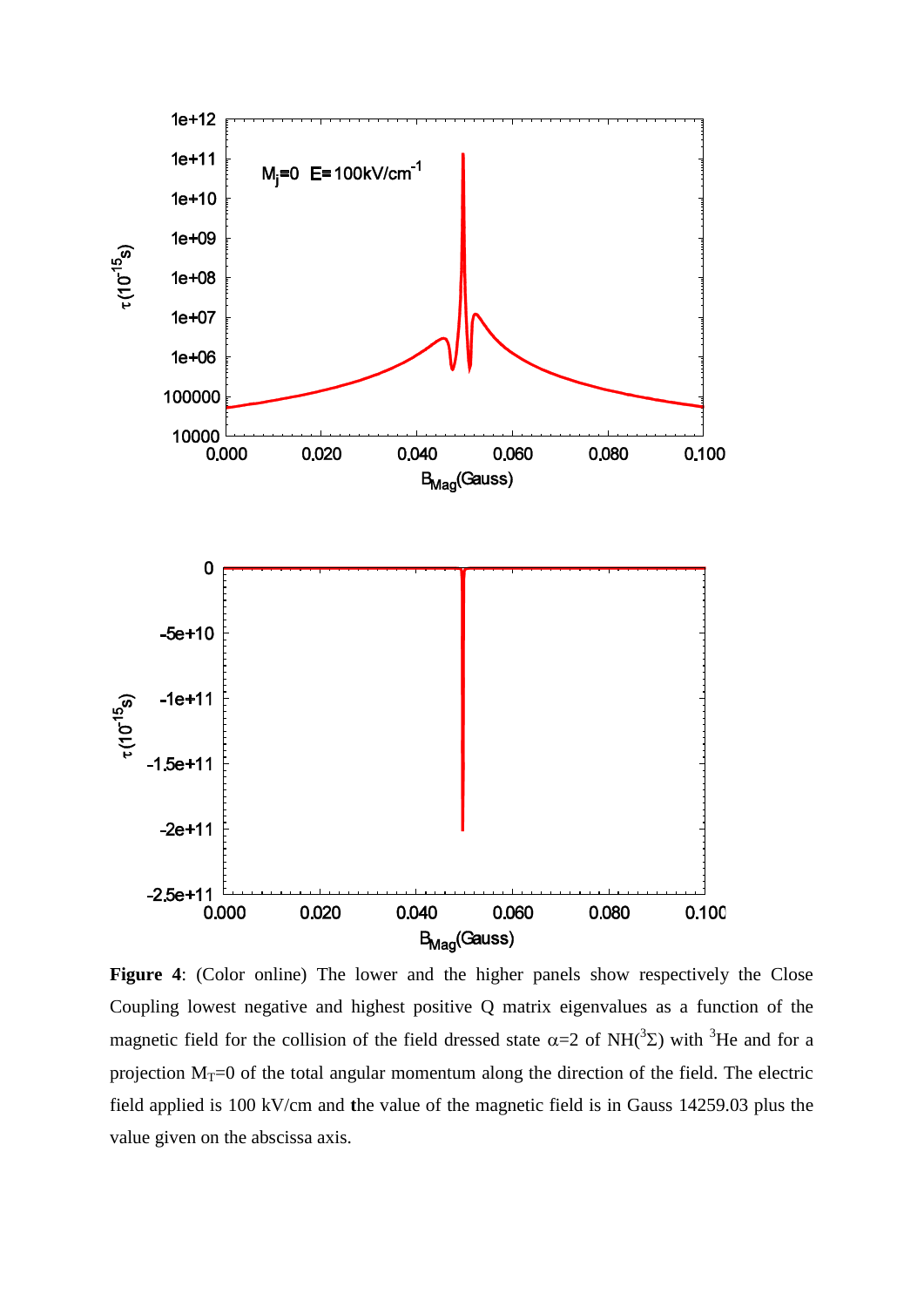**Figure 4**: (Color online) The lower and the higher panels show respectively the Close Coupling lowest negative and highest positive Q matrix eigenvalues as a function of the magnetic field for the collision of the field dressed state $\alpha$=2 of NH($^3\Sigma$) with $^3$He and for a projection $M_T$=0 of the total angular momentum along the direction of the field. The electric field applied is 100 kV/cm and the value of the magnetic field is in Gauss 14259.03 plus the value given on the abscissa axis.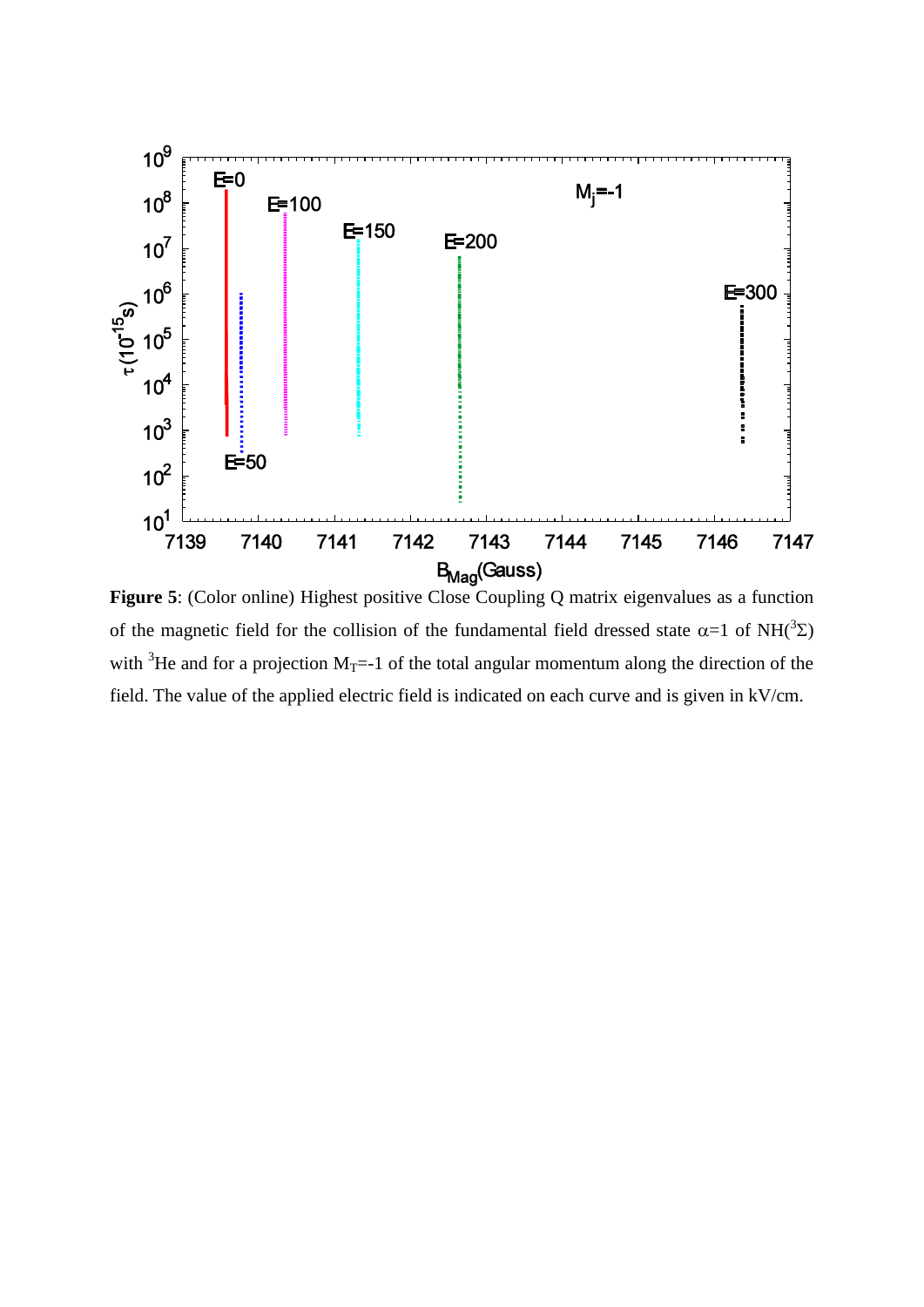**Figure 5**: (Color online) Highest positive Close Coupling Q matrix eigenvalues as a function of the magnetic field for the collision of the fundamental field dressed state $\alpha$=1 of $NH(^3\Sigma)$ with $^3He$ and for a projection $M_T$=-1 of the total angular momentum along the direction of the field. The value of the applied electric field is indicated on each curve and is given in kV/cm.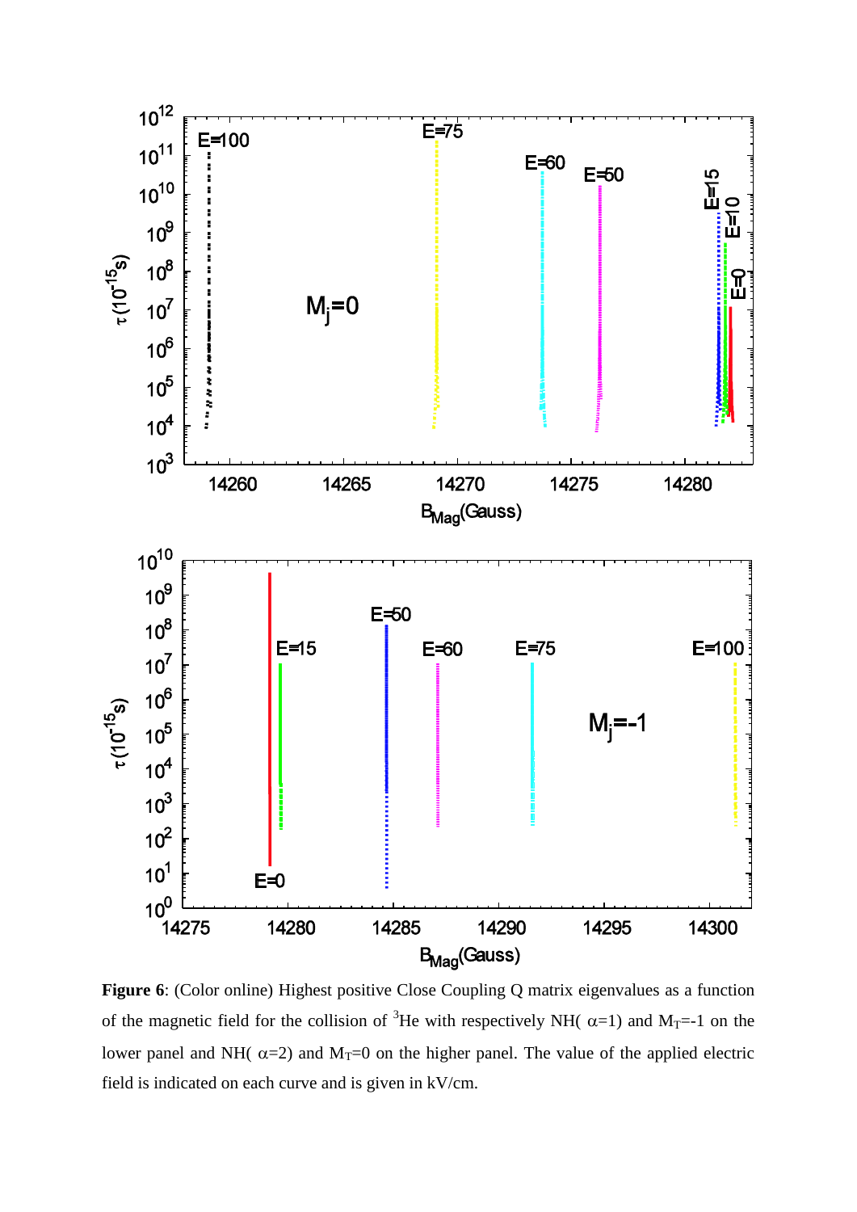**Figure 6**: (Color online) Highest positive Close Coupling Q matrix eigenvalues as a function of the magnetic field for the collision of $^{3}$He with respectively NH( $\alpha$=1) and $M_T$=-1 on the lower panel and NH( $\alpha$=2) and $M_T$=0 on the higher panel. The value of the applied electric field is indicated on each curve and is given in kV/cm.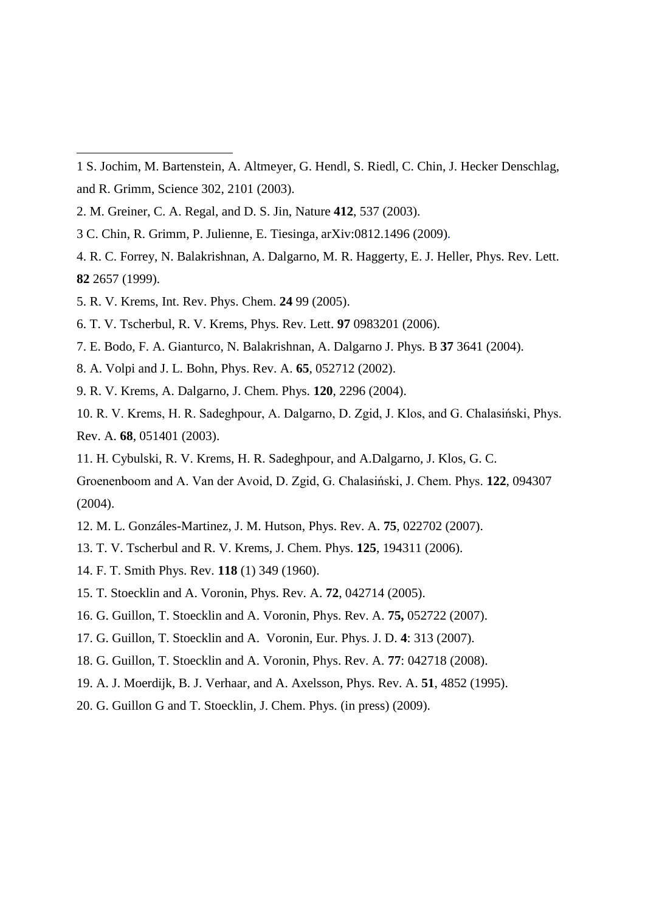1 S. Jochim, M. Bartenstein, A. Altmeyer, G. Hendl, S. Riedl, C. Chin, J. Hecker Denschlag, and R. Grimm, Science 302, 2101 (2003).

2. M. Greiner, C. A. Regal, and D. S. Jin, Nature **412**, 537 (2003).

3 C. Chin, R. Grimm, P. Julienne, E. Tiesinga, arXiv:0812.1496 (2009).

4. R. C. Forrey, N. Balakrishnan, A. Dalgarno, M. R. Haggerty, E. J. Heller, Phys. Rev. Lett. **82** 2657 (1999).

5. R. V. Krems, Int. Rev. Phys. Chem. **24** 99 (2005).

6. T. V. Tscherbul, R. V. Krems, Phys. Rev. Lett. **97** 0983201 (2006).

7. E. Bodo, F. A. Gianturco, N. Balakrishnan, A. Dalgarno J. Phys. B **37** 3641 (2004).

8. A. Volpi and J. L. Bohn, Phys. Rev. A. **65**, 052712 (2002).

9. R. V. Krems, A. Dalgarno, J. Chem. Phys. **120**, 2296 (2004).

10. R. V. Krems, H. R. Sadeghpour, A. Dalgarno, D. Zgid, J. Klos, and G. Chalasiński, Phys. Rev. A. **68**, 051401 (2003).

11. H. Cybulski, R. V. Krems, H. R. Sadeghpour, and A.Dalgarno, J. Klos, G. C. Groenenboom and A. Van der Avoid, D. Zgid, G. Chalasiński, J. Chem. Phys. **122**, 094307 (2004).

12. M. L. Gonzáles-Martinez, J. M. Hutson, Phys. Rev. A. **75**, 022702 (2007).

13. T. V. Tscherbul and R. V. Krems, J. Chem. Phys. **125**, 194311 (2006).

14. F. T. Smith Phys. Rev. **118** (1) 349 (1960).

15. T. Stoecklin and A. Voronin, Phys. Rev. A. **72**, 042714 (2005).

16. G. Guillon, T. Stoecklin and A. Voronin, Phys. Rev. A. **75,** 052722 (2007).

17. G. Guillon, T. Stoecklin and A. Voronin, Eur. Phys. J. D. **4**: 313 (2007).

18. G. Guillon, T. Stoecklin and A. Voronin, Phys. Rev. A. **77**: 042718 (2008).

19. A. J. Moerdijk, B. J. Verhaar, and A. Axelsson, Phys. Rev. A. **51**, 4852 (1995).

20. G. Guillon G and T. Stoecklin, J. Chem. Phys. (in press) (2009).